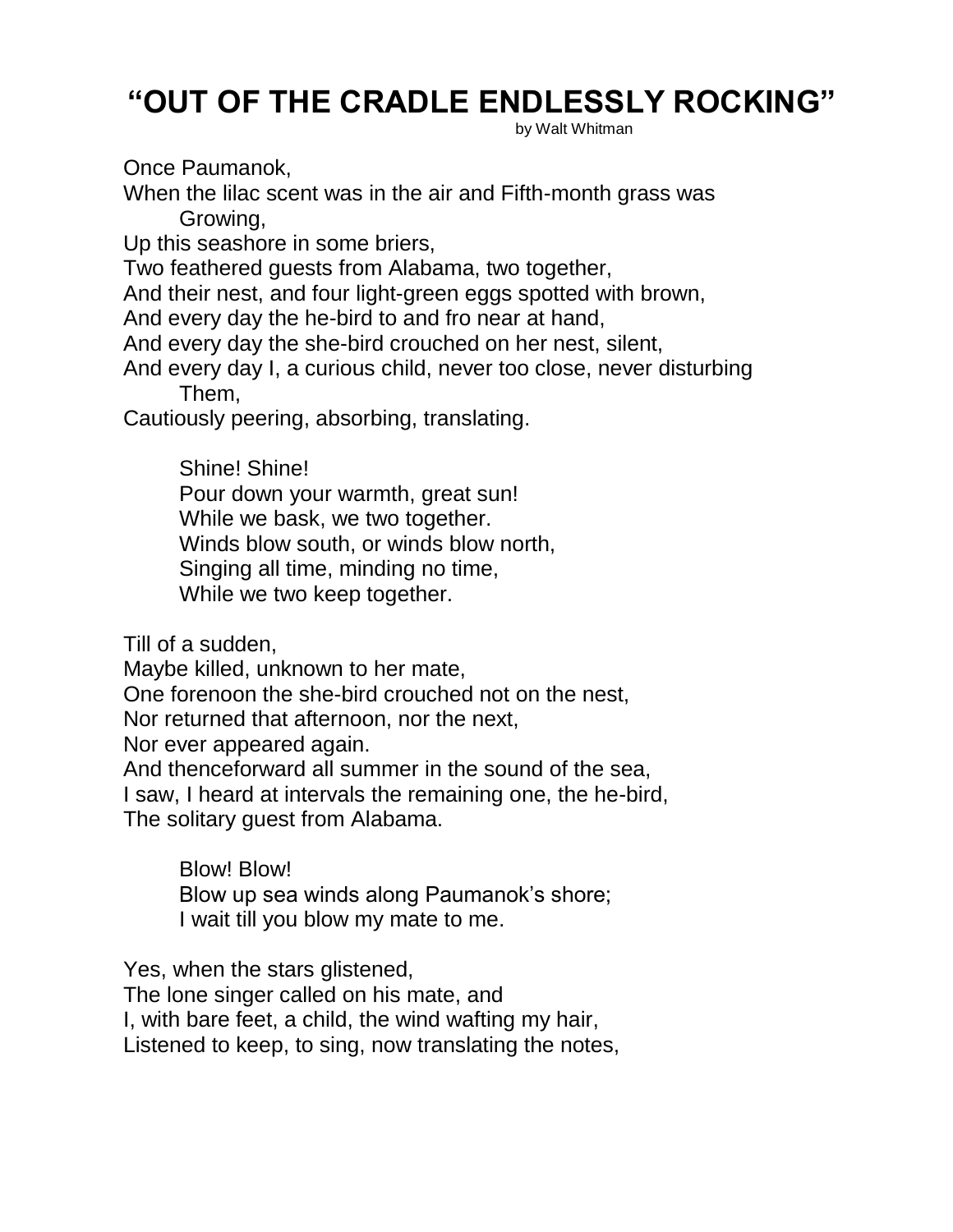# "OUT OF THE CRADLE ENDLESSLY ROCKING"

by Walt Whitman

Once Paumanok,
When the lilac scent was in the air and Fifth-month grass was
Growing,
Up this seashore in some briers,
Two feathered guests from Alabama, two together,
And their nest, and four light-green eggs spotted with brown,
And every day the he-bird to and fro near at hand,
And every day the she-bird crouched on her nest, silent,
And every day I, a curious child, never too close, never disturbing
Them,
Cautiously peering, absorbing, translating.

Shine! Shine!
Pour down your warmth, great sun!
While we bask, we two together.
Winds blow south, or winds blow north,
Singing all time, minding no time,
While we two keep together.

Till of a sudden,
Maybe killed, unknown to her mate,
One forenoon the she-bird crouched not on the nest,
Nor returned that afternoon, nor the next,
Nor ever appeared again.
And thenceforward all summer in the sound of the sea,
I saw, I heard at intervals the remaining one, the he-bird,
The solitary guest from Alabama.

Blow! Blow!
Blow up sea winds along Paumanok's shore;
I wait till you blow my mate to me.

Yes, when the stars glistened,
The lone singer called on his mate, and
I, with bare feet, a child, the wind wafting my hair,
Listened to keep, to sing, now translating the notes,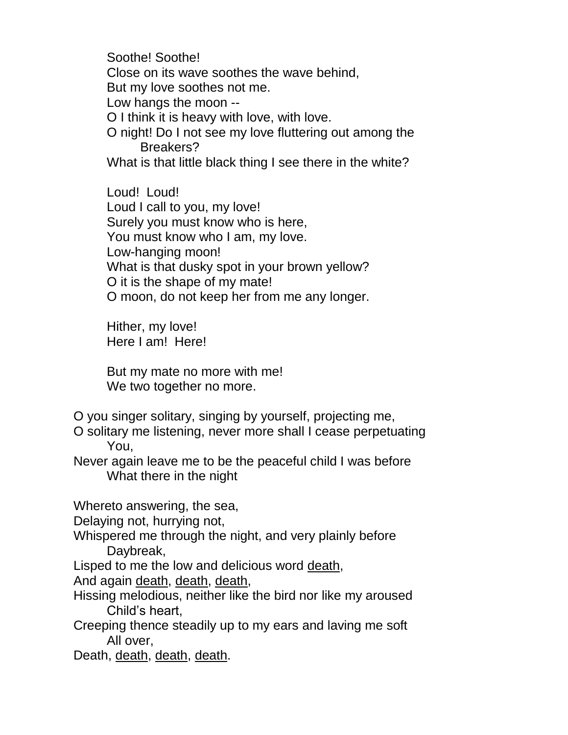Soothe! Soothe!
Close on its wave soothes the wave behind,
But my love soothes not me.
Low hangs the moon --
O I think it is heavy with love, with love.
O night! Do I not see my love fluttering out among the
Breakers?
What is that little black thing I see there in the white?

Loud! Loud!
Loud I call to you, my love!
Surely you must know who is here,
You must know who I am, my love.
Low-hanging moon!
What is that dusky spot in your brown yellow?
O it is the shape of my mate!
O moon, do not keep her from me any longer.

Hither, my love!
Here I am! Here!

But my mate no more with me!
We two together no more.

O you singer solitary, singing by yourself, projecting me,
O solitary me listening, never more shall I cease perpetuating
You,
Never again leave me to be the peaceful child I was before
What there in the night

Whereto answering, the sea,
Delaying not, hurrying not,
Whispered me through the night, and very plainly before
Daybreak,
Lisped to me the low and delicious word <u>death</u>,
And again <u>death</u>, <u>death</u>, <u>death</u>,
Hissing melodious, neither like the bird nor like my aroused
Child's heart,
Creeping thence steadily up to my ears and laving me soft
All over,
Death, <u>death</u>, <u>death</u>, <u>death</u>.